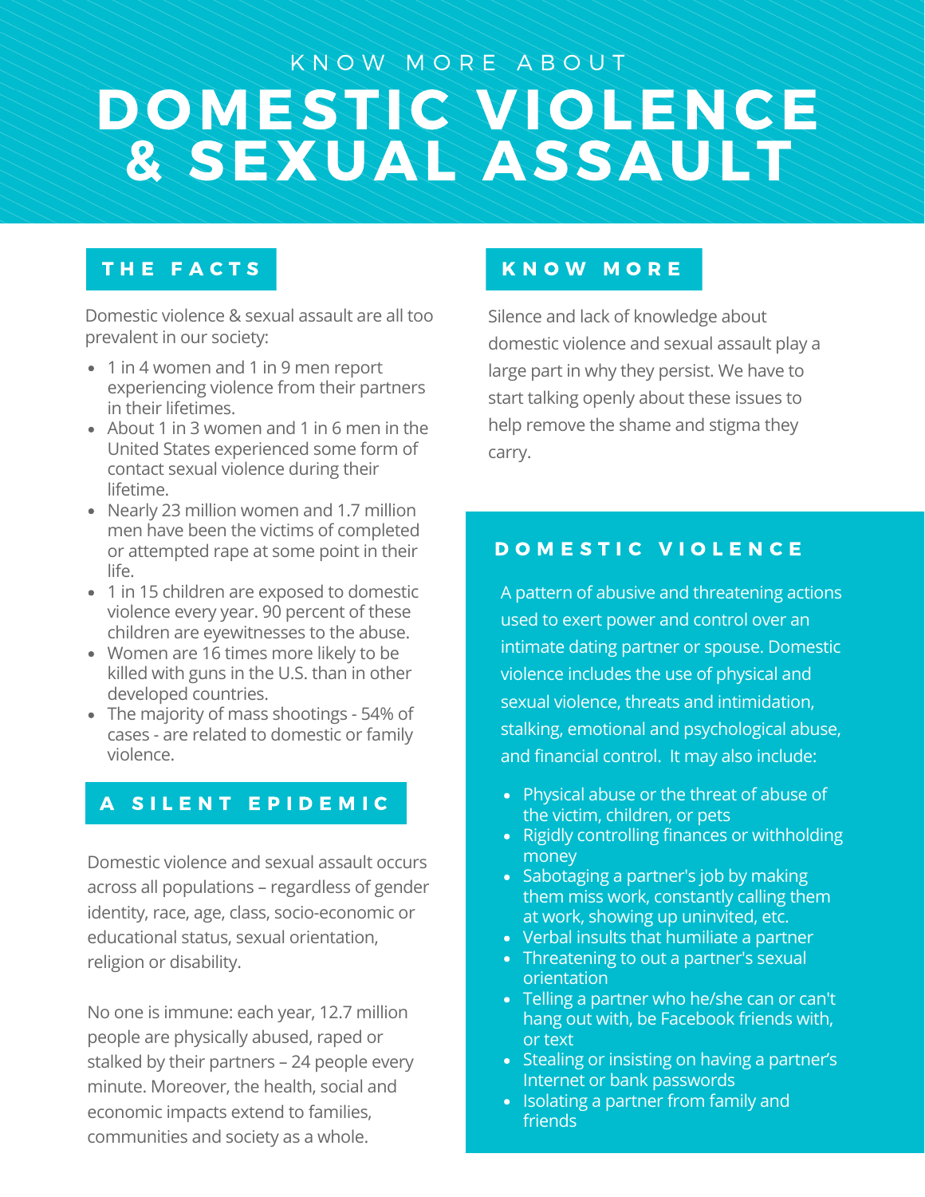KNOW MORE ABOUT

# DOMESTIC VIOLENCE & SEXUAL ASSAULT

## THE FACTS

Domestic violence & sexual assault are all too prevalent in our society:

- 1 in 4 women and 1 in 9 men report experiencing violence from their partners in their lifetimes.
- About 1 in 3 women and 1 in 6 men in the United States experienced some form of contact sexual violence during their lifetime.
- Nearly 23 million women and 1.7 million men have been the victims of completed or attempted rape at some point in their life.
- 1 in 15 children are exposed to domestic violence every year. 90 percent of these children are eyewitnesses to the abuse.
- Women are 16 times more likely to be killed with guns in the U.S. than in other developed countries.
- The majority of mass shootings - 54% of cases - are related to domestic or family violence.

## A SILENT EPIDEMIC

Domestic violence and sexual assault occurs across all populations – regardless of gender identity, race, age, class, socio-economic or educational status, sexual orientation, religion or disability.

No one is immune: each year, 12.7 million people are physically abused, raped or stalked by their partners – 24 people every minute. Moreover, the health, social and economic impacts extend to families, communities and society as a whole.

## KNOW MORE

Silence and lack of knowledge about domestic violence and sexual assault play a large part in why they persist. We have to start talking openly about these issues to help remove the shame and stigma they carry.

## DOMESTIC VIOLENCE

A pattern of abusive and threatening actions used to exert power and control over an intimate dating partner or spouse. Domestic violence includes the use of physical and sexual violence, threats and intimidation, stalking, emotional and psychological abuse, and financial control. It may also include:

- Physical abuse or the threat of abuse of the victim, children, or pets
- Rigidly controlling finances or withholding money
- Sabotaging a partner's job by making them miss work, constantly calling them at work, showing up uninvited, etc.
- Verbal insults that humiliate a partner
- Threatening to out a partner's sexual orientation
- Telling a partner who he/she can or can't hang out with, be Facebook friends with, or text
- Stealing or insisting on having a partner's Internet or bank passwords
- Isolating a partner from family and friends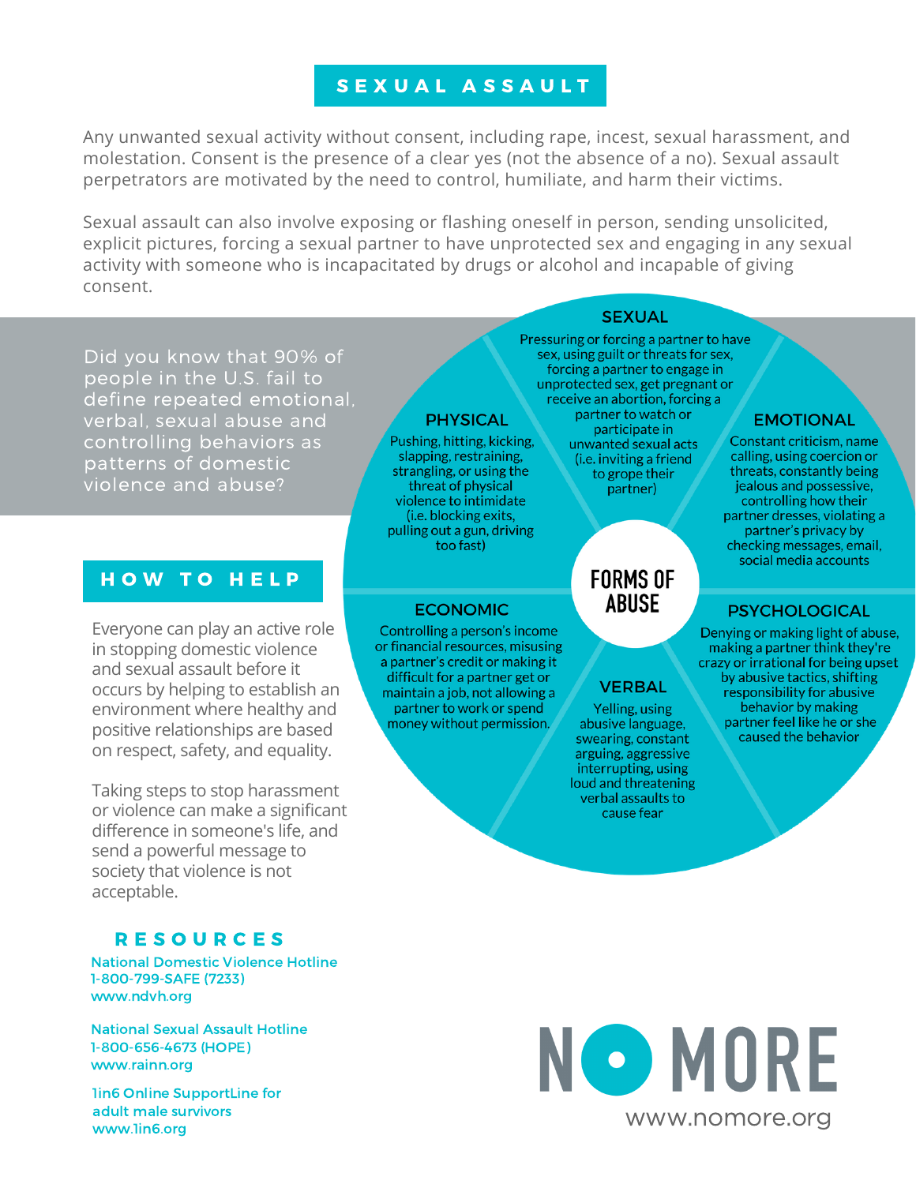## SEXUAL ASSAULT

Any unwanted sexual activity without consent, including rape, incest, sexual harassment, and molestation. Consent is the presence of a clear yes (not the absence of a no). Sexual assault perpetrators are motivated by the need to control, humiliate, and harm their victims.

Sexual assault can also involve exposing or flashing oneself in person, sending unsolicited, explicit pictures, forcing a sexual partner to have unprotected sex and engaging in any sexual activity with someone who is incapacitated by drugs or alcohol and incapable of giving consent.

Did you know that 90% of people in the U.S. fail to define repeated emotional, verbal, sexual abuse and controlling behaviors as patterns of domestic violence and abuse?

### FORMS OF ABUSE

**SEXUAL**
Pressuring or forcing a partner to have sex, using guilt or threats for sex, forcing a partner to engage in unprotected sex, get pregnant or receive an abortion, forcing a partner to watch or participate in unwanted sexual acts (i.e. inviting a friend to grope their partner)

**PHYSICAL**
Pushing, hitting, kicking, slapping, restraining, strangling, or using the threat of physical violence to intimidate (i.e. blocking exits, pulling out a gun, driving too fast)

**EMOTIONAL**
Constant criticism, name calling, using coercion or threats, constantly being jealous and possessive, controlling how their partner dresses, violating a partner's privacy by checking messages, email, social media accounts

**ECONOMIC**
Controlling a person's income or financial resources, misusing a partner's credit or making it difficult for a partner get or maintain a job, not allowing a partner to work or spend money without permission.

**VERBAL**
Yelling, using abusive language, swearing, constant arguing, aggressive interrupting, using loud and threatening verbal assaults to cause fear

**PSYCHOLOGICAL**
Denying or making light of abuse, making a partner think they're crazy or irrational for being upset by abusive tactics, shifting responsibility for abusive behavior by making partner feel like he or she caused the behavior

## HOW TO HELP

Everyone can play an active role in stopping domestic violence and sexual assault before it occurs by helping to establish an environment where healthy and positive relationships are based on respect, safety, and equality.

Taking steps to stop harassment or violence can make a significant difference in someone's life, and send a powerful message to society that violence is not acceptable.

## RESOURCES

National Domestic Violence Hotline
1-800-799-SAFE (7233)
www.ndvh.org

National Sexual Assault Hotline
1-800-656-4673 (HOPE)
www.rainn.org

1in6 Online SupportLine for adult male survivors
www.1in6.org

NO MORE
www.nomore.org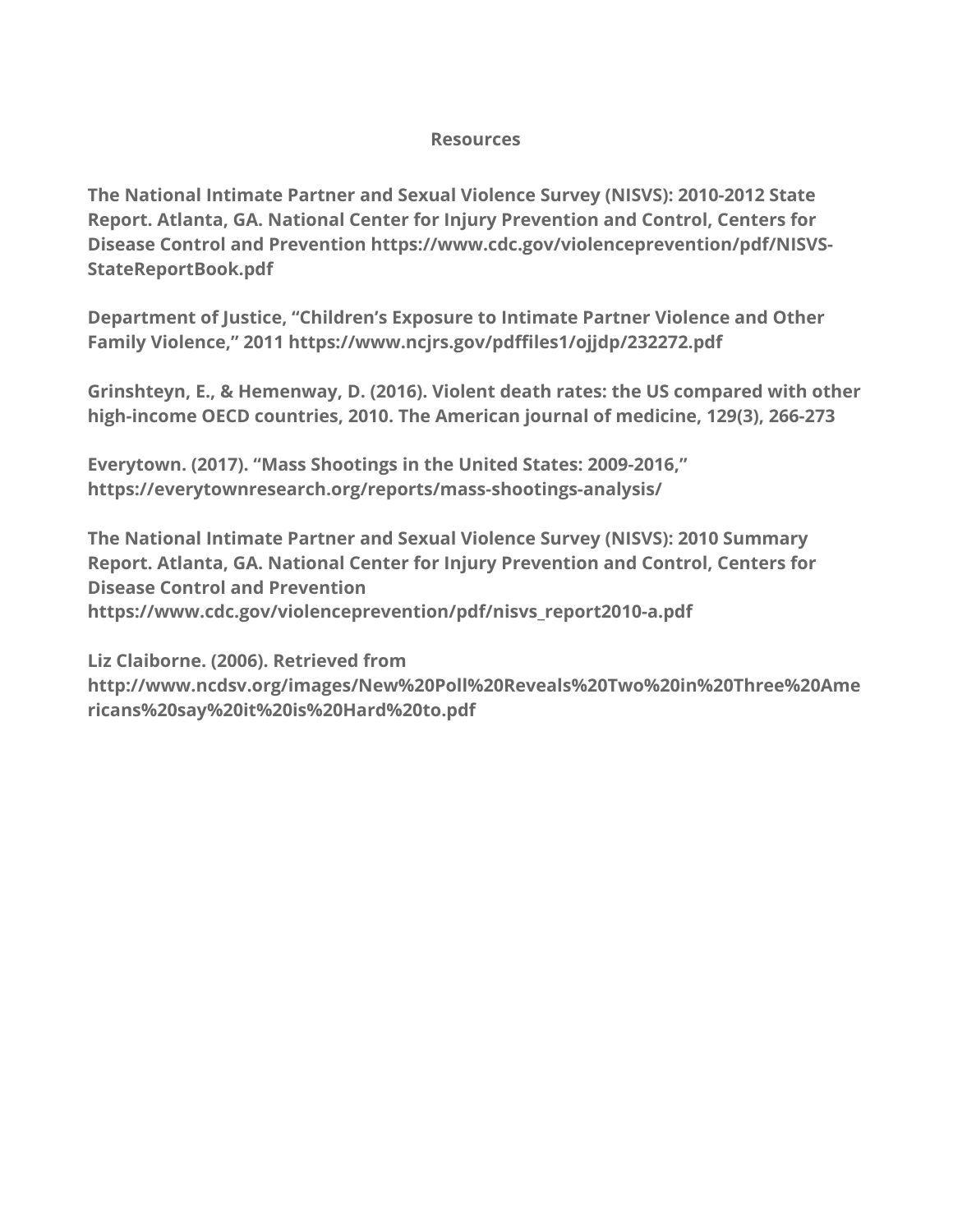## Resources

**The National Intimate Partner and Sexual Violence Survey (NISVS): 2010-2012 State Report. Atlanta, GA. National Center for Injury Prevention and Control, Centers for Disease Control and Prevention https://www.cdc.gov/violenceprevention/pdf/NISVS-StateReportBook.pdf**

**Department of Justice, "Children's Exposure to Intimate Partner Violence and Other Family Violence," 2011 https://www.ncjrs.gov/pdffiles1/ojjdp/232272.pdf**

**Grinshteyn, E., & Hemenway, D. (2016). Violent death rates: the US compared with other high-income OECD countries, 2010. The American journal of medicine, 129(3), 266-273**

**Everytown. (2017). "Mass Shootings in the United States: 2009-2016," https://everytownresearch.org/reports/mass-shootings-analysis/**

**The National Intimate Partner and Sexual Violence Survey (NISVS): 2010 Summary Report. Atlanta, GA. National Center for Injury Prevention and Control, Centers for Disease Control and Prevention https://www.cdc.gov/violenceprevention/pdf/nisvs_report2010-a.pdf**

**Liz Claiborne. (2006). Retrieved from http://www.ncdsv.org/images/New%20Poll%20Reveals%20Two%20in%20Three%20Americans%20say%20it%20is%20Hard%20to.pdf**